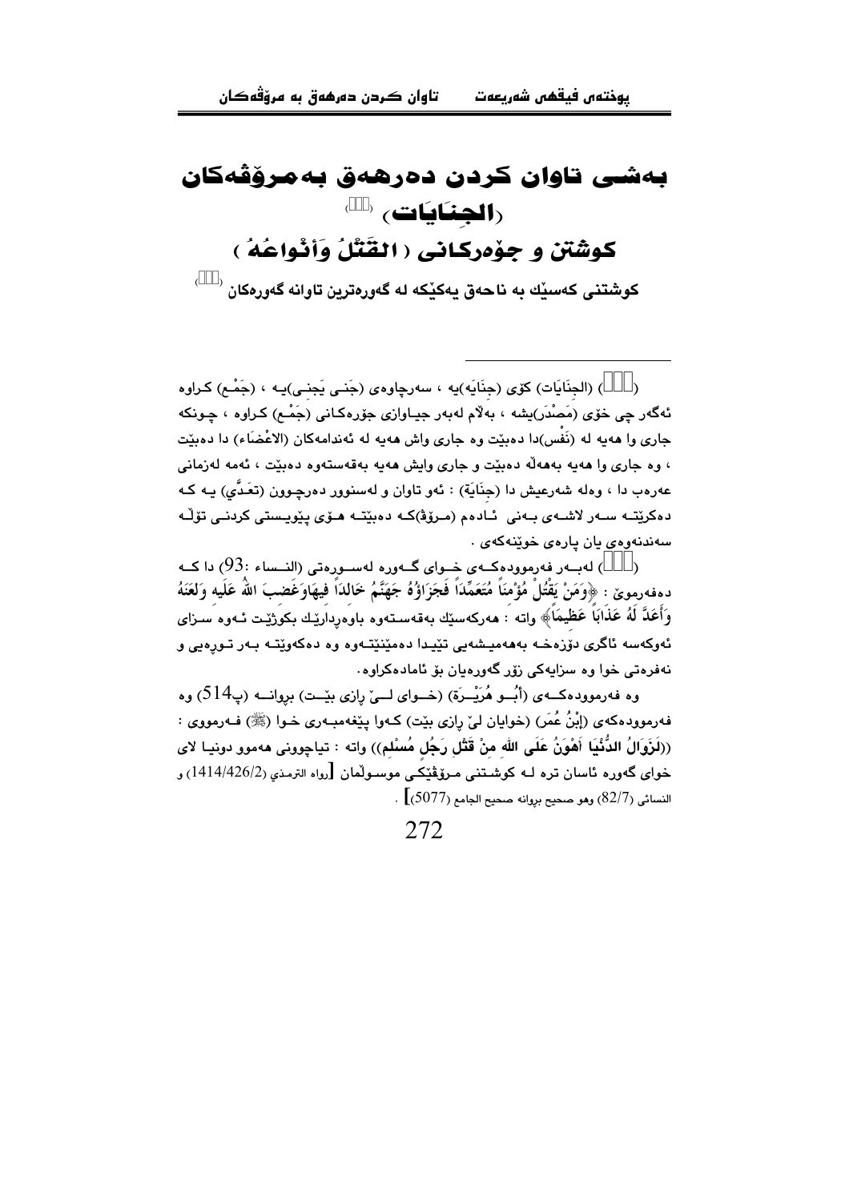# بەشی تاوان کردن دەرهەق بەمرۆڤەکان (الجِنَايَات) [1]

## کوشتن و جۆرەکانی ( القَتْلُ وَأنْواعُهُ )

### کوشتنی کەسێك بە ناحەق یەکێکە لە گەورەترین تاوانە گەورەکان [2]

---

([1]) (الجِنَايَات) کۆی (جِنَايَە)یە ، سەرچاوەی (جَنَى يَجنِي)یە ، (جَمْع) کراوە ئەگەر چی خۆی (مَصْدَر)یشە ، بەڵام لەبەر جیاوازی جۆرەکانی (جَمْع) کراوە ، چونکە جاری وا هەیە لە (نَفْس)دا دەبێت وە جاری واش هەیە لە ئەندامەکان (الاعْضَاء) دا دەبێت ، وە جاری وا هەیە بەهەڵە دەبێت و جاری وایش هەیە بەقەستەوە دەبێت ، ئەمە لەزمانی عەرەب دا ، وەلە شەرعیش دا (جِنَايَة) : ئەو تاوان و لەسنوور دەرچوون (تَعَدَّي) یە کە دەکرێتە سەر لاشەی بەنی ئادەم (مرۆڤ)کە دەبێتە هۆی پێویستی کردنی تۆڵە سەندنەوەی یان پارەی خوێنەکەی .

([2]) لەبەر فەرموودەکەی خوای گەورە لەسورەتی (النساء :93) دا کە دەفەرموێ : ﴿وَمَنْ يَقْتُلْ مُؤْمِنَاً مُتَعَمِّدَاً فَجَزَاؤُهُ جَهَنَّمُ خَالِدَاً فِيهَاوَغَضِبَ اللهُ عَلَيهِ وَلَعَنَهُ وَأَعَدَّ لَهُ عَذَابَاً عَظِيمَاً﴾ واتە : هەرکەسێك بەقەستەوە باوەڕدارێك بکوژێت ئەوە سزای ئەوکەسە ئاگری دۆزەخە بەهەمیشەیی تێیدا دەمێنێتەوە وە دەکەوێتە بەر تورەیی و نەفرەتی خوا وە سزایەکی زۆر گەورەیان بۆ ئامادەکراوە.

وە فەرموودەکەی (أَبُو هُرَيْرَة) (خوای لێ ڕازی بێت) بڕوانە (پ514) وە فەرموودەکەی (إبْنُ عُمَر) (خوایان لێ ڕازی بێت) کەوا پێغەمبەری خوا (ﷺ) فەرمووی : ((لَزَوَالُ الدُّنْيَا أَهْوَنُ عَلَى اللهِ مِنْ قَتْلِ رَجُلٍ مُسْلِمٍ)) واتە : تیاچوونی هەموو دونیا لای خوای گەورە ئاسان ترە لە کوشتنی مرۆڤێکی موسوڵمان [رواه الترمذي (1414/426/2) و النسائي (82/7) وهو صحيح بڕوانە صحيح الجامع (5077)] .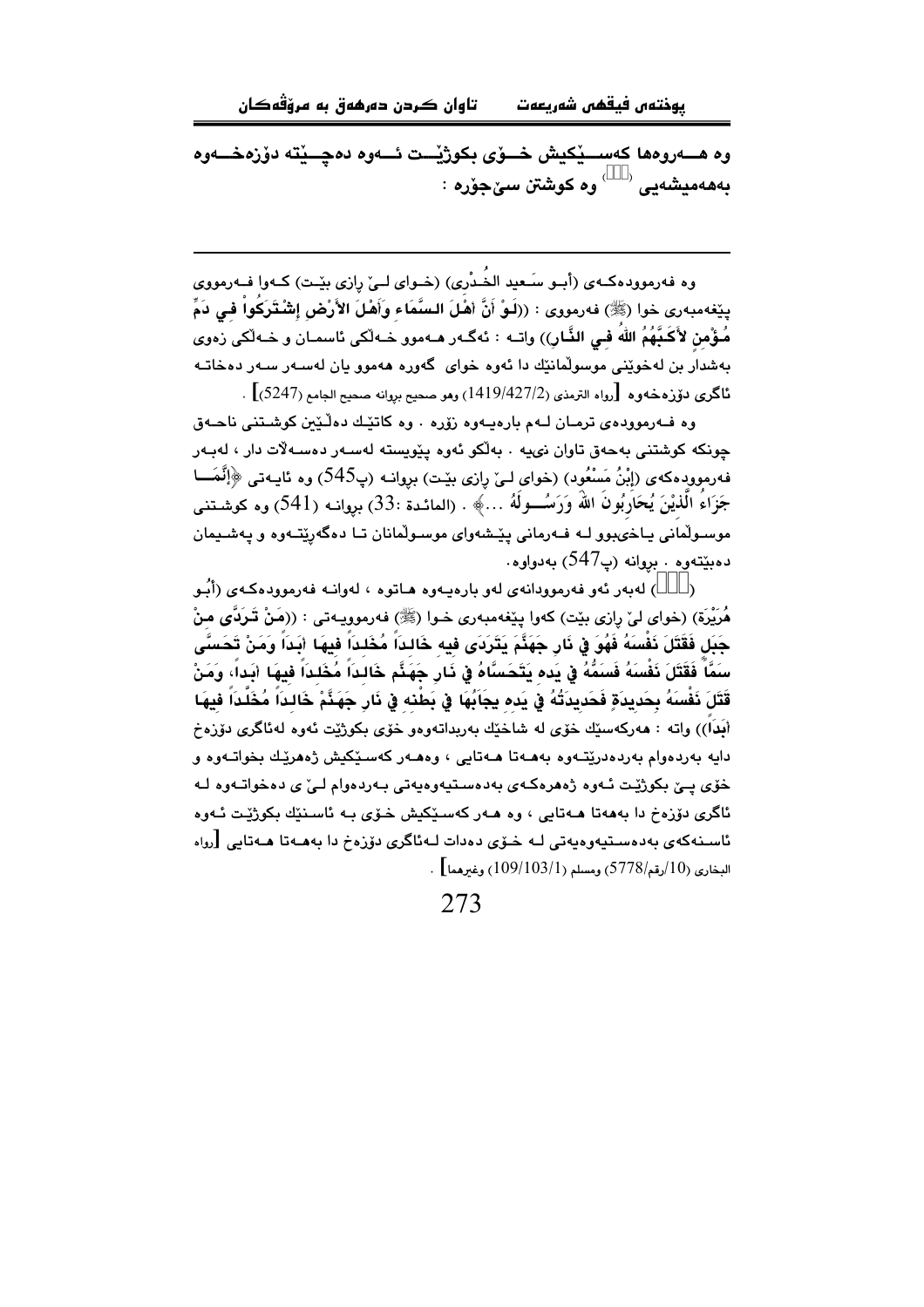وه هــەروەها کەسـێکیش خــۆی بکوژێــت ئــەوه دەچــێتە دۆزەخــەوه بەهەمیشەیی (□□□) وه کوشتن سێ جۆرە :

---

وه فەرموودەکـەی (أبـو سَـعید الخُـدْری) (خـوای لـێ رازی بێـت) کـەوا فـەرمووی پێغەمبەری خوا (ﷺ) فەرمووی : ((لَوْ أَنَّ أَهْلَ السَّمَاءِ وَأَهْلَ الأَرْضِ إشْتَرَكُواْ فِي دَمِّ مُؤْمِنٍ لأَكَبَّهُمُ اللهُ فِي النَّارِ)) واتـە : ئەگـەر هـەموو خـەڵکی ئاسمـان و خـەڵکی زەوی بەشدار بن لەخوێنی موسوڵمانێك دا ئەوە خوای گەورە هەموو یان لەسـەر سـەر دەخاتـە ئاگری دۆزەخەوە [رواه الترمذی (1419/427/2) وهو صحیح بروانە صحیح الجامع (5247)] .

وه فـەرموودەی ترمـان لـەم بارەیـەوە زۆرە . وه كاتێـك دەڵـێین كوشـتنی ناحـەق چونكە كوشتنی بەحەق تاوان نییە . بەڵكو ئەوە پێویستە لەسـەر دەسـەڵات دار ، لەبـەر فەرموودەكەی (إبْنُ مَسْعُود) (خوای لـێ رازی بێت) بروانـە (پ545) وه ئایـەتی ﴿إِنَّمَـا جَزَاءُ الَّذِيْنَ يُحَارِبُونَ اللهَ وَرَسُـولَهُ ...﴾ . (المائدة :33) بروانـە (541) وه كوشـتنی موسـوڵمانی یـاخیبوو لـە فـەرمانی پێـشەوای موسـوڵمانان تـا دەگەڕێتـەوە و پەشـیمان دەبێتەوە . بروانە (پ547) بەدواوە.

(□□□) لەبەر ئەو فەرموودانەی لەو بارەیـەوە هـاتوە ، لەوانـە فەرموودەكـەی (أَبُـو هُرَيْرَة) (خوای لێ رازی بێت) كەوا پێغەمبەری خـوا (ﷺ) فەرموویـەتی : ((مَنْ تَرَدَّى مِنْ جَبَلٍ فَقَتَلَ نَفْسَهُ فَهُوَ فِي نَارِ جَهَنَّمَ يَتَرَدَى فِيهِ خَالِدَاً مُخَلَداً فِيهَا أَبَداً وَمَنْ تَحَسَّى سَمَّاً فَقَتَلَ نَفْسَهُ فَسَمُّهُ فِي يَدِهِ يَتَحَسَّاهُ فِي نَارِ جَهَنَّمَ خَالِدَاً مُخَلَداً فِيهَا أَبَداً، وَمَنْ قَتَلَ نَفْسَهُ بِحَدِيدَةٍ فَحَدِيدَتُهُ فِي يَدِهِ يجَابُهَا فِي بَطْنِهِ فِي نَارِ جَهَنَّمْ خَالِداً مُخَلَّداً فِيهَا أَبَدَاً)) واتە : هەركەسێك خۆی لە شاخێك بەربداتەوەو خۆی بكوژێت ئەوە لەئاگری دۆزەخ دایە بەردەوام بەردەدرێتـەوە بەهـەتا هـەتایی ، وەهـەر كەسـێكیش ژەهرێـك بخواتـەوە و خۆی پـێ بكوژێـت ئـەوە ژەهرەكـەی بەدەسـتیەوەیەتی بـەردەوام لـێ ی دەخواتـەوە لـە ئاگری دۆزەخ دا بەهەتا هـەتایی ، وه هـەر كەسـێكیش خـۆی بـە ئاسـنێك بكوژێـت ئـەوە ئاسـنەكەی بەدەسـتیەوەیەتی لـە خـۆی دەدات لـەئاگری دۆزەخ دا بەهـەتا هـەتایی [رواه البخاری (10/رقم/5778) ومسلم (109/103/1) وغیرهما] .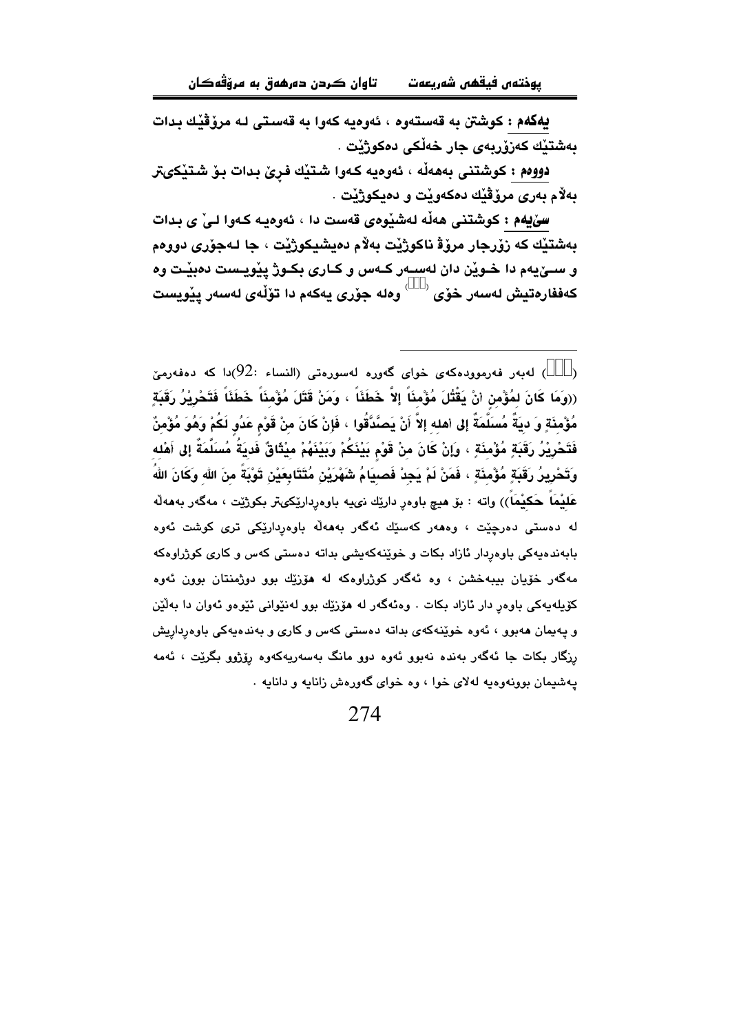**یەکەم :** کوشتن بە قەستەوە ، ئەوەیە کەوا بە قەستی لە مرۆڤێك بدات بەشتێك کەزۆربەی جار خەڵکی دەکوژێت .

**دووەم :** کوشتنی بەهەڵە ، ئەوەیە کەوا شتێك فڕێ بدات بۆ شتێکیتر بەڵام بەری مرۆڤێك دەکەوێت و دەیکوژێت .

**سێیەم :** کوشتنی هەڵە لەشێوەی قەست دا ، ئەوەیە کەوا لیّ ی بدات بەشتێك کە زۆرجار مرۆڤ ناکوژێت بەڵام دەیشیکوژێت ، جا لەجۆری دووەم و سێیەم دا خوێن دان لەسەر کەس و کاری بکوژ پێویست دەبێت وە کەففارەتیش لەسەر خۆی [] وەلە جۆری یەکەم دا تۆڵەی لەسەر پێویست

---

([]) لەبەر فەرموودەکەی خوای گەورە لەسورەتی (النساء :$92$)دا کە دەفەرمێ ((وَمَا كَانَ لِمُؤْمِنٍ أَنْ يَقْتُلَ مُؤْمِناً إِلاَّ خَطَئاً ، وَمَنْ قَتَلَ مُؤْمِناً خَطَئاً فَتَحْرِيْرُ رَقَبَةٍ مُؤْمِنَةٍ وَ دِيَةٌ مُسَلَّمَةٌ إِلَى أَهْلِهِ إِلاَّ أَنْ يَصَّدَّقُوا ، فَإِنْ كَانَ مِنْ قَوْمٍ عَدُوٍ لَكُمْ وَهُوَ مُؤْمِنٌ فَتَحْرِيْرُ رَقَبَةٍ مُؤْمِنَةٍ ، وَإِنْ كَانَ مِنْ قَوْمٍ بَيْنَكُمْ وَبَيْنَهُمْ مِيْثَاقٌ فَدِيَةٌ مُسَلَّمَةٌ إِلَى أَهْلِهِ وَتَحْرِيْرُ رَقَبَةٍ مُؤْمِنَةٍ ، فَمَنْ لَمْ يَجِدْ فَصِيَامُ شَهْرَيْنِ مُتَتَابِعَيْنِ تَوْبَةً مِنَ اللهِ وَكَانَ اللهُ عَلِيْماً حَكِيْماً)) واتە : بۆ هیچ باوەڕ دارێك نىيە باوەڕدارێکیتر بکوژێت ، مەگەر بەهەڵە لە دەستی دەرچێت ، وەهەر کەسێك ئەگەر بەهەڵە باوەڕدارێکی تری کوشت ئەوە بابەندەیەکی باوەڕدار ئازاد بکات و خوێنەکەیشی بداتە دەستی کەس و کاری کوژراوەکە مەگەر خۆیان بیبەخشن ، وە ئەگەر کوژراوەکە لە هۆزێك بوو دوژمنتان بوون ئەوە کۆیلەیەکی باوەڕ دار ئازاد بکات . وەئەگەر لە هۆزێك بوو لەنێوانی ئێوەو ئەوان دا بەڵێن و پەیمان هەبوو ، ئەوە خوێنەکەی بداتە دەستی کەس و کاری و بەندەیەکی باوەڕداریش ڕزگار بکات جا ئەگەر بەندە نەبوو ئەوە دوو مانگ بەسەریەکەوە ڕۆژوو بگرێت ، ئەمە پەشیمان بوونەوەیە لەلای خوا ، وە خوای گەورەش زانایە و دانایە .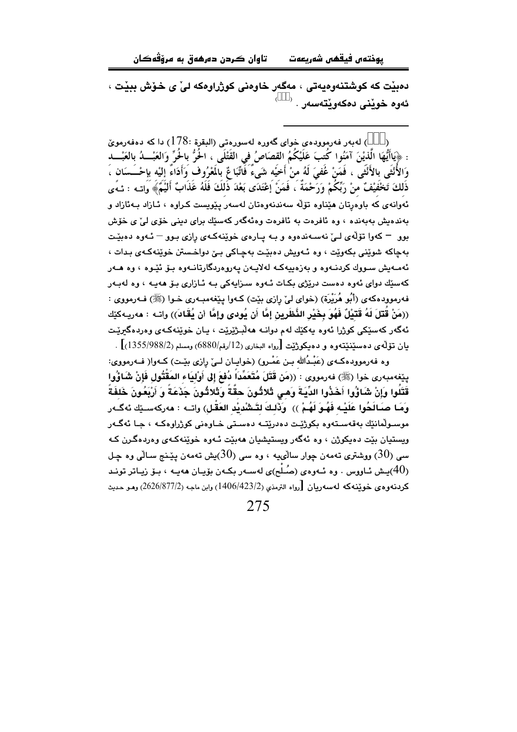دەبێت كە كوشتنەوەیەتی ، مەگەر خاوەنی كوژراوەكە لێ ی خۆش ببێت ، ئەوە خوێنی دەكەوێتەسەر . ([])

---

([]) لەبەر فەرموودەی خوای گەورە لەسورەتی (البقرة :178) دا كە دەفەرموێ : ﴿يَاأَيُّهَا الَّذِيْنَ آمَنُوا كُتِبَ عَلَيْكُمُ القِصَاصُ فِي القَتْلَى ، الحُرُّ بالحُرِّ وَالعَبْــدُ بالعَبْــدِ وَالأُنْثَى بالأُنْثَى ، فَمَنْ عُفِيَ لَهُ مِنْ أَخِيْهِ شَيءٌ فَاتِّبَاعٌ بالمَعْرُوف وَأَدَاءٌ إلَيْهِ بإحْسَــانٍ ، ذَلِكَ تَخْفِيْفٌ مِنْ رَبِّكُمْ وَرَحْمَةٌ ، فَمَنْ إعْتَدَى بَعْدَ ذَلِكَ فَلَهُ عَذَابٌ أَلِيْمٌ﴾ واتــە : ئــەی ئەوانەی كە باوەڕتان هێناوە تۆڵە سەندنەوەتان لەسەر پێویست كراوە ، ئـازاد بـەئازاد و بەندەیش بەبەندە ، وە ئافرەت بە ئافرەت وەئەگەر كەسێك برای دینی خۆی لێ ی خۆش بوو – كەوا تۆڵەی لـێ نەسـەندەوە و بـە پـارەی خوێنەكـەی ڕازی بـوو – ئـەوە دەبێـت بەچاكە شوێنی بكەوێت ، وە ئـەویش دەبێـت بەچـاكی بـێ دواخـستن خوێنەكـەی بـدات ، ئەمـەیش سـووك كردنـەوە و بەزەییەكـە لەلایـەن پەروەردگارتانـەوە بـۆ ئێـوە ، وە هـەر كەسێك دوای ئەوە دەست درێژی بكـات ئـەوە سـزایەكی بـە ئـازاری بـۆ هەیـە ، وە لەبـەر فەرموودەكەی (أبُو هُرَيْرَة) (خوای لێ ڕازی بێت) كـەوا پێغەمبـەری خـوا (ﷺ) فـەرمووی : ((مَنْ قُتِلَ لَهُ قَتِيْلٌ فَهُوَ بِخَيْرِ النَّظَرِينِ إمَّا أن يُودى وإمَّا أن يُقَادَ)) واتـە : هەریـەكێك ئەگەر كەسێكی كوژرا ئەوە یەكێك لەم دوانـە هەڵبـژێرێت ، یـان خوێنەكـەی وەردەگرێـت یان تۆڵەی دەسێنێتەوە و دەیكوژێت [رواه البخاري (12/رقم/6880) ومسلم (1355/988/2)] .

وە فەرموودەكـەی (عَبْـدُالله بـن عَمْـرو) (خوایـان لـێ ڕازی بێـت) كـەوا( فـەرمووی: پێغەمبەری خوا (ﷺ) فەرمووی : ((مَن قَتَلَ مُتَعَمِّداً دُفِعَ إلى أوْلِيَاءِ المَقْتُولِ فَإنْ شَاؤُوا قَتَلُوا وَإنْ شَاؤُوا أخَذُوا الدِّيَـةَ وَهِـي ثَلاثُونَ حقَّةً وَثَلاثُونَ جَذَعَةً وَ أرْبَعُونَ خَلِفَةً وَمَـا صَـالَحُوا عَلَيْـهِ فَهُـوَ لَهُـمْ )) وَذَلِـكَ لِتَـشْدِيْدِ العَقْـلِ) واتـە : هەركەسـێك ئەگـەر موسـوڵمانێك بەقەسـتەوە بكوژێـت دەدرێتـە دەسـتی خـاوەنی كوژراوەكـە ، جـا ئەگـەر ویستیان بێت دەیكوژن ، وە ئەگەر ویستیشیان هەبێت ئـەوە خوێنەكـەی وەردەگـرن كـە سی (30) ووشتری تەمەن چوار ساڵیە ، وە سی (30)یش تەمەن پێـنج سـاڵی وە چـل (40)یـش ئـاووس . وە ئـەوەی (صُـلْح)ی لەسـەر بكـەن بۆیـان هەیـە ، بـۆ زیـاتر تونـد كردنەوەی خوێنەكە لەسەریان [رواه الترمذي (1406/423/2) وابن ماجه (2626/877/2) وهـو حديث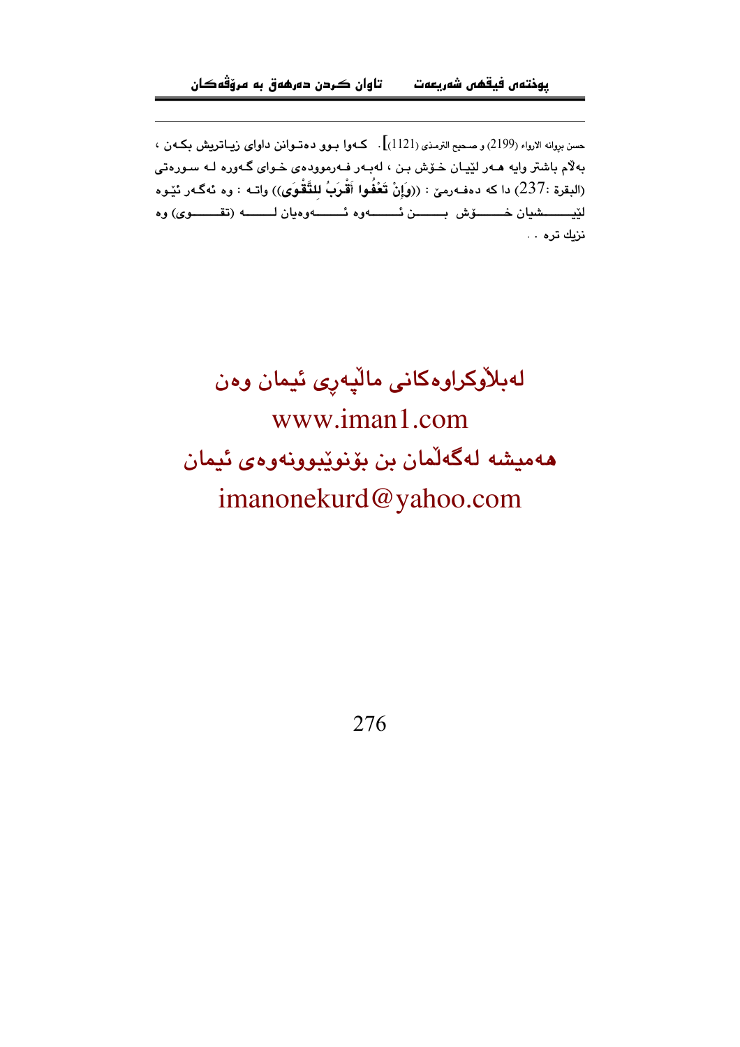حسن بروائه الارواء (2199) و صحيح الترمذي (1121)]. كەوا بوو دەتوانن داوای زیاتریش بكەن ، بەلام باشتر وایە هەر لێیان خۆش بن ، لەبەر فەرموودەی خوای گەورە لە سورەتی (البقرة :237) دا كە دەفەرمێ : ((**وَإِنْ تَعْفُوا أَقْرَبُ لِلتَّقْوَى**)) واتە : وە ئەگەر ئێوە لێیشیان خۆش ببن ئەوە ئەوەیان لە (تقوى) وە نزیك ترە . .

لەبلاوكراوەكانی مالپەری ئیمان وەن

www.iman1.com

هەمیشە لەگەلمان بن بۆنوێبوونەوەی ئیمان

imanonekurd@yahoo.com